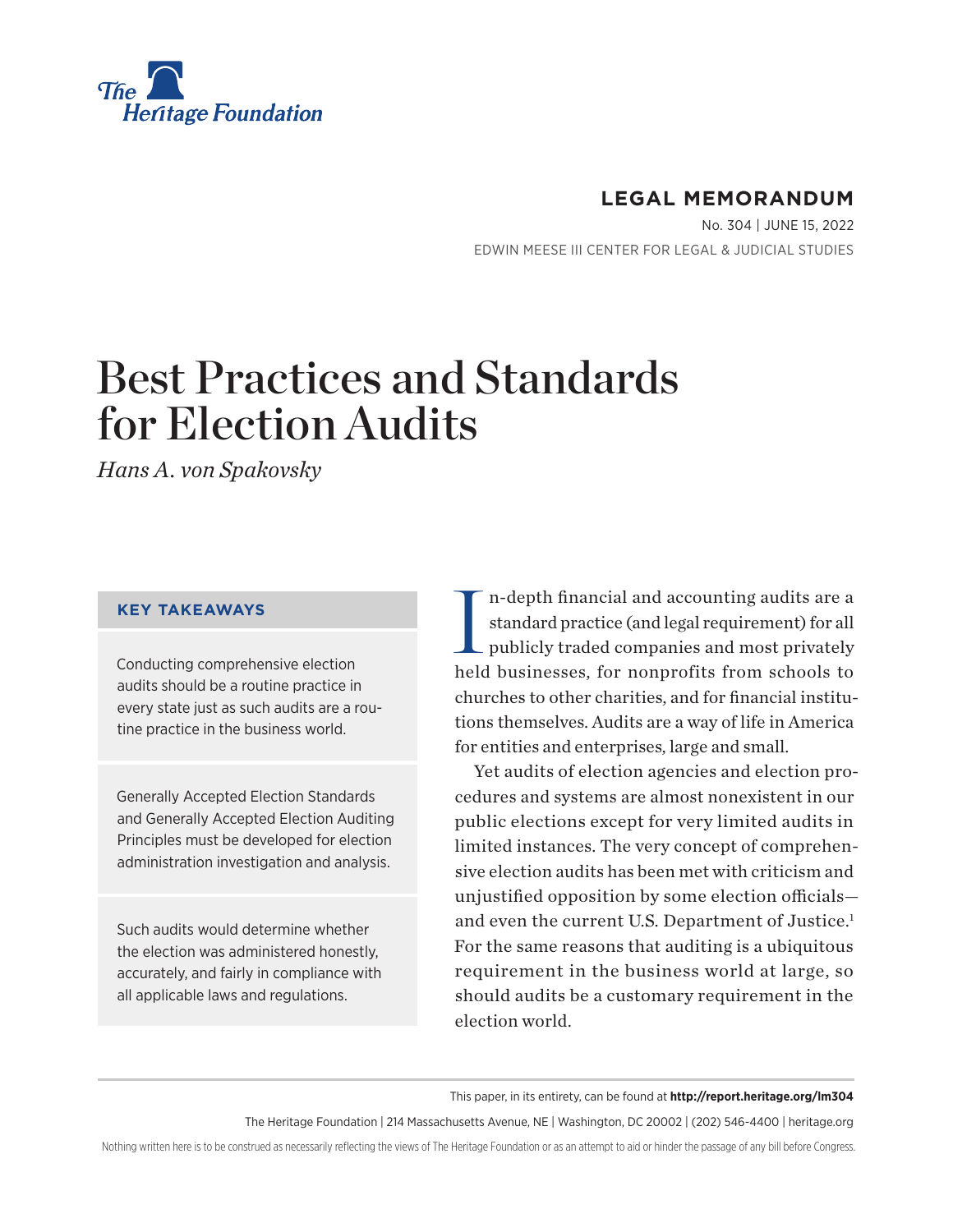The Heritage Foundation

**LEGAL MEMORANDUM**

No. 304 | JUNE 15, 2022

EDWIN MEESE III CENTER FOR LEGAL & JUDICIAL STUDIES

# Best Practices and Standards for Election Audits

*Hans A. von Spakovsky*

### KEY TAKEAWAYS

Conducting comprehensive election audits should be a routine practice in every state just as such audits are a routine practice in the business world.

Generally Accepted Election Standards and Generally Accepted Election Auditing Principles must be developed for election administration investigation and analysis.

Such audits would determine whether the election was administered honestly, accurately, and fairly in compliance with all applicable laws and regulations.

In-depth financial and accounting audits are a standard practice (and legal requirement) for all publicly traded companies and most privately held businesses, for nonprofits from schools to churches to other charities, and for financial institutions themselves. Audits are a way of life in America for entities and enterprises, large and small.

Yet audits of election agencies and election procedures and systems are almost nonexistent in our public elections except for very limited audits in limited instances. The very concept of comprehensive election audits has been met with criticism and unjustified opposition by some election officials—and even the current U.S. Department of Justice.[1] For the same reasons that auditing is a ubiquitous requirement in the business world at large, so should audits be a customary requirement in the election world.

This paper, in its entirety, can be found at **http://report.heritage.org/lm304**

The Heritage Foundation | 214 Massachusetts Avenue, NE | Washington, DC 20002 | (202) 546-4400 | heritage.org

Nothing written here is to be construed as necessarily reflecting the views of The Heritage Foundation or as an attempt to aid or hinder the passage of any bill before Congress.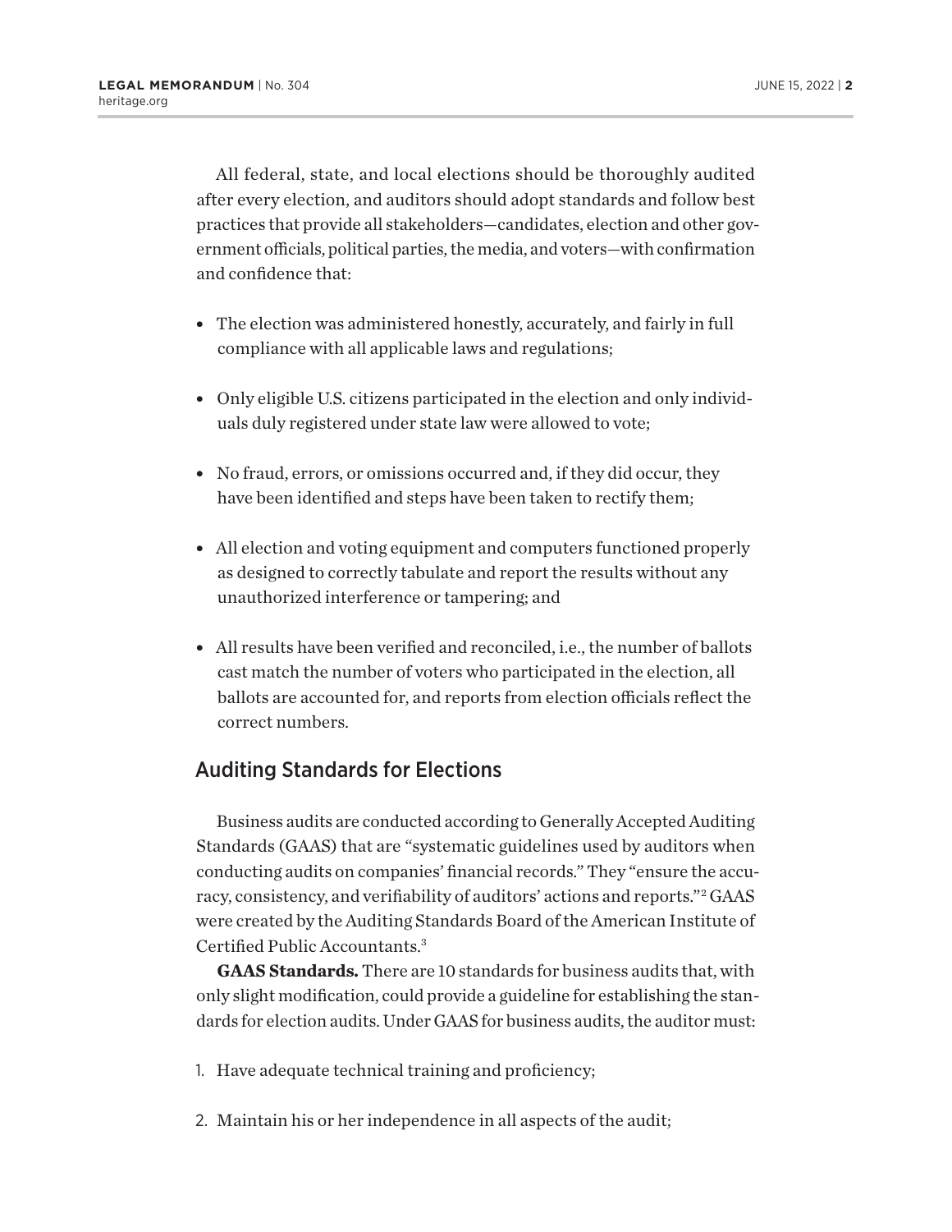All federal, state, and local elections should be thoroughly audited after every election, and auditors should adopt standards and follow best practices that provide all stakeholders—candidates, election and other government officials, political parties, the media, and voters—with confirmation and confidence that:

- The election was administered honestly, accurately, and fairly in full compliance with all applicable laws and regulations;
- Only eligible U.S. citizens participated in the election and only individuals duly registered under state law were allowed to vote;
- No fraud, errors, or omissions occurred and, if they did occur, they have been identified and steps have been taken to rectify them;
- All election and voting equipment and computers functioned properly as designed to correctly tabulate and report the results without any unauthorized interference or tampering; and
- All results have been verified and reconciled, i.e., the number of ballots cast match the number of voters who participated in the election, all ballots are accounted for, and reports from election officials reflect the correct numbers.

## Auditing Standards for Elections

Business audits are conducted according to Generally Accepted Auditing Standards (GAAS) that are "systematic guidelines used by auditors when conducting audits on companies' financial records." They "ensure the accuracy, consistency, and verifiability of auditors' actions and reports."[2] GAAS were created by the Auditing Standards Board of the American Institute of Certified Public Accountants.[3]

**GAAS Standards.** There are 10 standards for business audits that, with only slight modification, could provide a guideline for establishing the standards for election audits. Under GAAS for business audits, the auditor must:

1. Have adequate technical training and proficiency;
2. Maintain his or her independence in all aspects of the audit;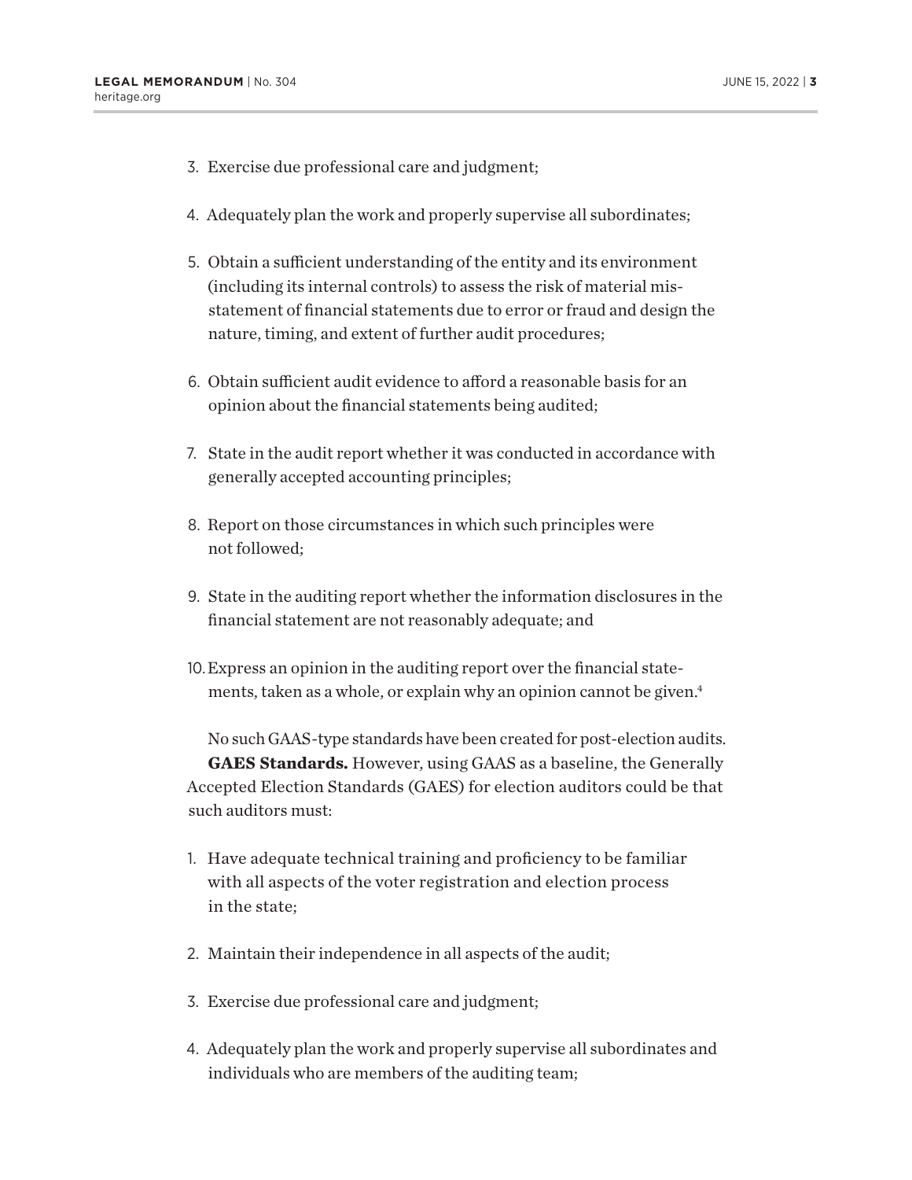3. Exercise due professional care and judgment;

4. Adequately plan the work and properly supervise all subordinates;

5. Obtain a sufficient understanding of the entity and its environment (including its internal controls) to assess the risk of material misstatement of financial statements due to error or fraud and design the nature, timing, and extent of further audit procedures;

6. Obtain sufficient audit evidence to afford a reasonable basis for an opinion about the financial statements being audited;

7. State in the audit report whether it was conducted in accordance with generally accepted accounting principles;

8. Report on those circumstances in which such principles were not followed;

9. State in the auditing report whether the information disclosures in the financial statement are not reasonably adequate; and

10. Express an opinion in the auditing report over the financial statements, taken as a whole, or explain why an opinion cannot be given.[4]

No such GAAS-type standards have been created for post-election audits.

**GAES Standards.** However, using GAAS as a baseline, the Generally Accepted Election Standards (GAES) for election auditors could be that such auditors must:

1. Have adequate technical training and proficiency to be familiar with all aspects of the voter registration and election process in the state;

2. Maintain their independence in all aspects of the audit;

3. Exercise due professional care and judgment;

4. Adequately plan the work and properly supervise all subordinates and individuals who are members of the auditing team;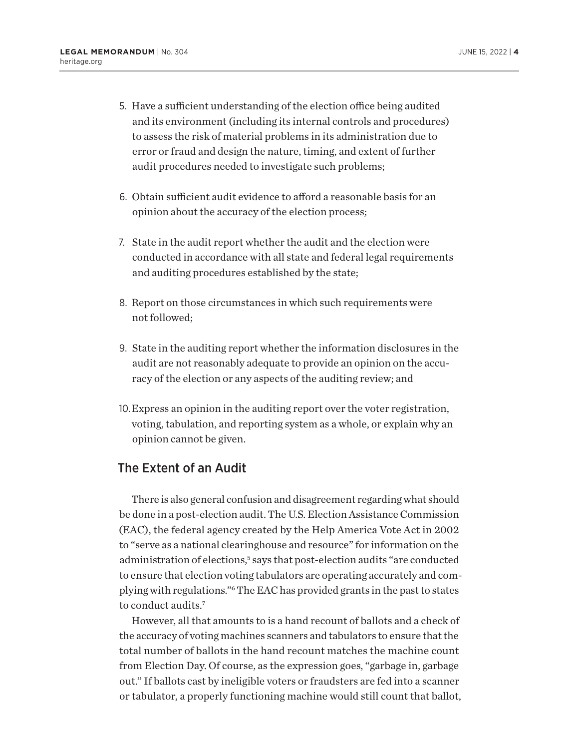5. Have a sufficient understanding of the election office being audited and its environment (including its internal controls and procedures) to assess the risk of material problems in its administration due to error or fraud and design the nature, timing, and extent of further audit procedures needed to investigate such problems;
6. Obtain sufficient audit evidence to afford a reasonable basis for an opinion about the accuracy of the election process;
7. State in the audit report whether the audit and the election were conducted in accordance with all state and federal legal requirements and auditing procedures established by the state;
8. Report on those circumstances in which such requirements were not followed;
9. State in the auditing report whether the information disclosures in the audit are not reasonably adequate to provide an opinion on the accuracy of the election or any aspects of the auditing review; and
10. Express an opinion in the auditing report over the voter registration, voting, tabulation, and reporting system as a whole, or explain why an opinion cannot be given.

## The Extent of an Audit

There is also general confusion and disagreement regarding what should be done in a post-election audit. The U.S. Election Assistance Commission (EAC), the federal agency created by the Help America Vote Act in 2002 to "serve as a national clearinghouse and resource" for information on the administration of elections,[5] says that post-election audits "are conducted to ensure that election voting tabulators are operating accurately and complying with regulations."[6] The EAC has provided grants in the past to states to conduct audits.[7]

However, all that amounts to is a hand recount of ballots and a check of the accuracy of voting machines scanners and tabulators to ensure that the total number of ballots in the hand recount matches the machine count from Election Day. Of course, as the expression goes, "garbage in, garbage out." If ballots cast by ineligible voters or fraudsters are fed into a scanner or tabulator, a properly functioning machine would still count that ballot,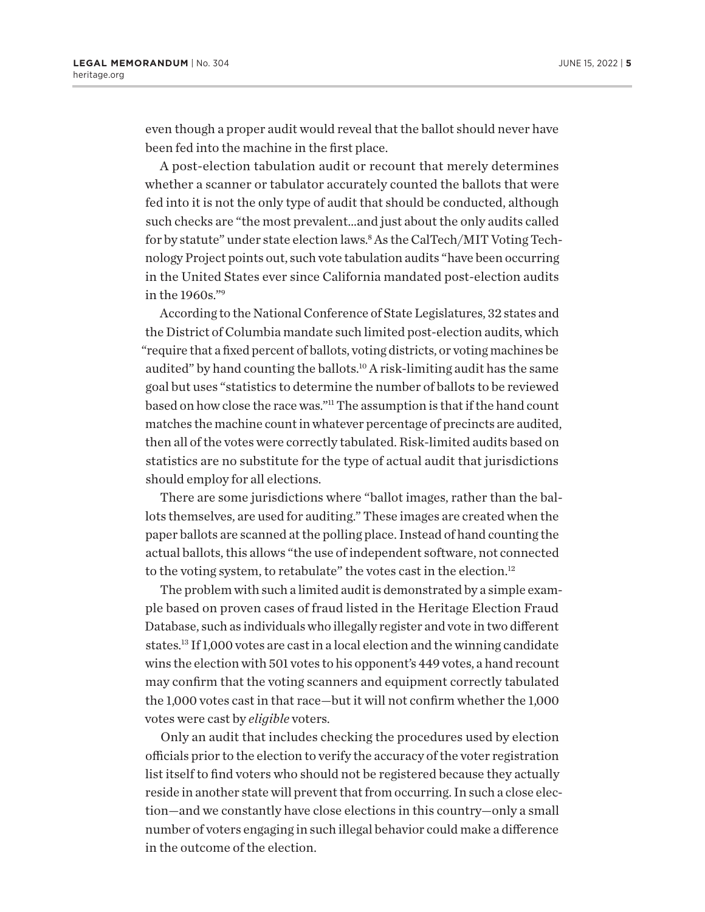even though a proper audit would reveal that the ballot should never have been fed into the machine in the first place.

A post-election tabulation audit or recount that merely determines whether a scanner or tabulator accurately counted the ballots that were fed into it is not the only type of audit that should be conducted, although such checks are "the most prevalent…and just about the only audits called for by statute" under state election laws.[8] As the CalTech/MIT Voting Technology Project points out, such vote tabulation audits "have been occurring in the United States ever since California mandated post-election audits in the 1960s."[9]

According to the National Conference of State Legislatures, 32 states and the District of Columbia mandate such limited post-election audits, which "require that a fixed percent of ballots, voting districts, or voting machines be audited" by hand counting the ballots.[10] A risk-limiting audit has the same goal but uses "statistics to determine the number of ballots to be reviewed based on how close the race was."[11] The assumption is that if the hand count matches the machine count in whatever percentage of precincts are audited, then all of the votes were correctly tabulated. Risk-limited audits based on statistics are no substitute for the type of actual audit that jurisdictions should employ for all elections.

There are some jurisdictions where "ballot images, rather than the ballots themselves, are used for auditing." These images are created when the paper ballots are scanned at the polling place. Instead of hand counting the actual ballots, this allows "the use of independent software, not connected to the voting system, to retabulate" the votes cast in the election.[12]

The problem with such a limited audit is demonstrated by a simple example based on proven cases of fraud listed in the Heritage Election Fraud Database, such as individuals who illegally register and vote in two different states.[13] If 1,000 votes are cast in a local election and the winning candidate wins the election with 501 votes to his opponent's 449 votes, a hand recount may confirm that the voting scanners and equipment correctly tabulated the 1,000 votes cast in that race—but it will not confirm whether the 1,000 votes were cast by *eligible* voters.

Only an audit that includes checking the procedures used by election officials prior to the election to verify the accuracy of the voter registration list itself to find voters who should not be registered because they actually reside in another state will prevent that from occurring. In such a close election—and we constantly have close elections in this country—only a small number of voters engaging in such illegal behavior could make a difference in the outcome of the election.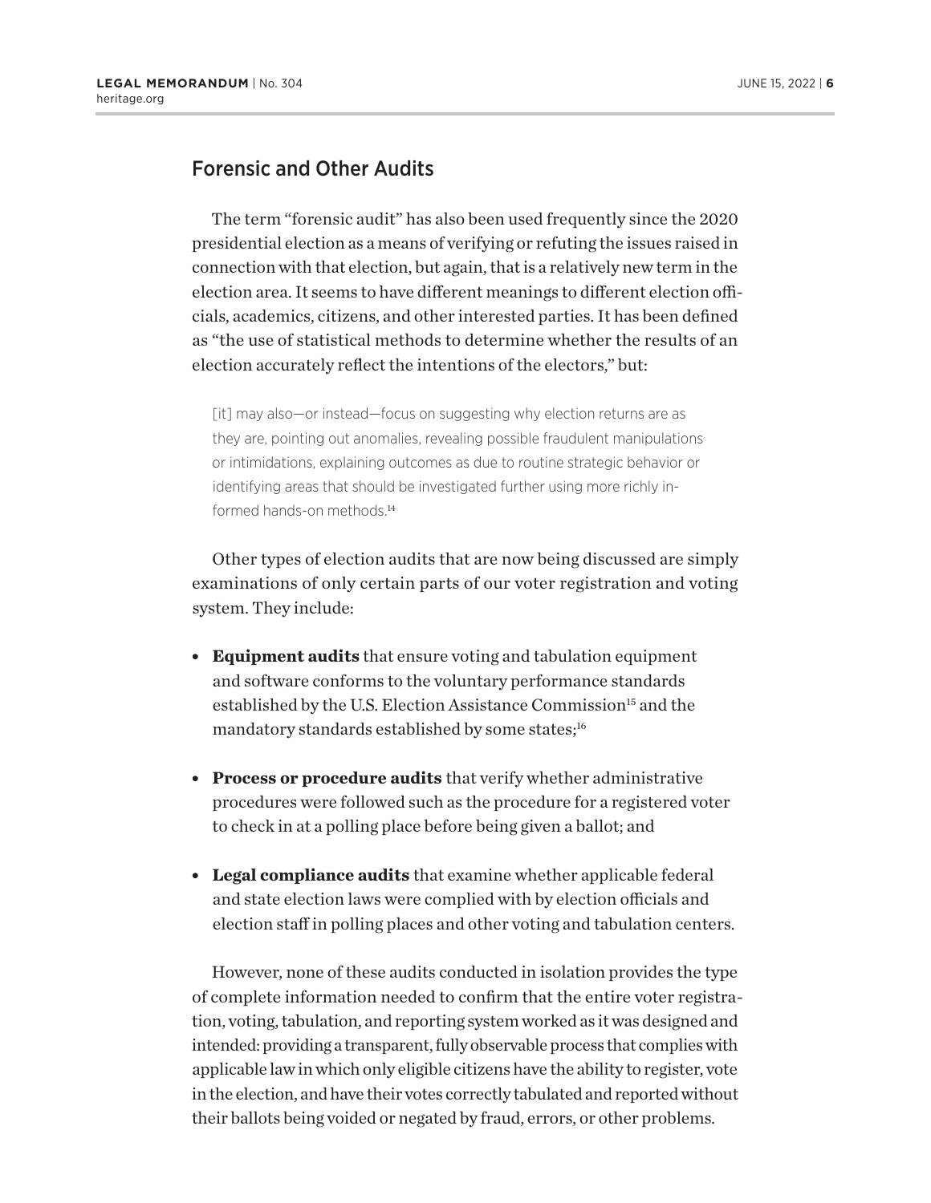## Forensic and Other Audits

The term "forensic audit" has also been used frequently since the 2020 presidential election as a means of verifying or refuting the issues raised in connection with that election, but again, that is a relatively new term in the election area. It seems to have different meanings to different election officials, academics, citizens, and other interested parties. It has been defined as "the use of statistical methods to determine whether the results of an election accurately reflect the intentions of the electors," but:

> [it] may also—or instead—focus on suggesting why election returns are as they are, pointing out anomalies, revealing possible fraudulent manipulations or intimidations, explaining outcomes as due to routine strategic behavior or identifying areas that should be investigated further using more richly informed hands-on methods.[14]

Other types of election audits that are now being discussed are simply examinations of only certain parts of our voter registration and voting system. They include:

- **Equipment audits** that ensure voting and tabulation equipment and software conforms to the voluntary performance standards established by the U.S. Election Assistance Commission[15] and the mandatory standards established by some states;[16]
- **Process or procedure audits** that verify whether administrative procedures were followed such as the procedure for a registered voter to check in at a polling place before being given a ballot; and
- **Legal compliance audits** that examine whether applicable federal and state election laws were complied with by election officials and election staff in polling places and other voting and tabulation centers.

However, none of these audits conducted in isolation provides the type of complete information needed to confirm that the entire voter registration, voting, tabulation, and reporting system worked as it was designed and intended: providing a transparent, fully observable process that complies with applicable law in which only eligible citizens have the ability to register, vote in the election, and have their votes correctly tabulated and reported without their ballots being voided or negated by fraud, errors, or other problems.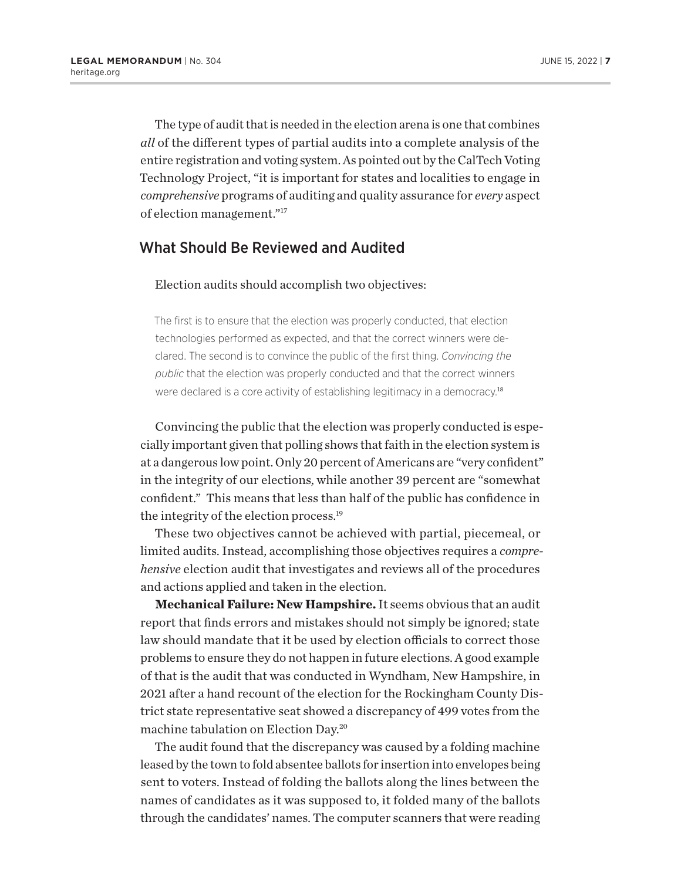The type of audit that is needed in the election arena is one that combines *all* of the different types of partial audits into a complete analysis of the entire registration and voting system. As pointed out by the CalTech Voting Technology Project, "it is important for states and localities to engage in *comprehensive* programs of auditing and quality assurance for *every* aspect of election management."[17]

## What Should Be Reviewed and Audited

Election audits should accomplish two objectives:

> The first is to ensure that the election was properly conducted, that election technologies performed as expected, and that the correct winners were declared. The second is to convince the public of the first thing. *Convincing the public* that the election was properly conducted and that the correct winners were declared is a core activity of establishing legitimacy in a democracy.[18]

Convincing the public that the election was properly conducted is especially important given that polling shows that faith in the election system is at a dangerous low point. Only 20 percent of Americans are "very confident" in the integrity of our elections, while another 39 percent are "somewhat confident." This means that less than half of the public has confidence in the integrity of the election process.[19]

These two objectives cannot be achieved with partial, piecemeal, or limited audits. Instead, accomplishing those objectives requires a *comprehensive* election audit that investigates and reviews all of the procedures and actions applied and taken in the election.

**Mechanical Failure: New Hampshire.** It seems obvious that an audit report that finds errors and mistakes should not simply be ignored; state law should mandate that it be used by election officials to correct those problems to ensure they do not happen in future elections. A good example of that is the audit that was conducted in Wyndham, New Hampshire, in 2021 after a hand recount of the election for the Rockingham County District state representative seat showed a discrepancy of 499 votes from the machine tabulation on Election Day.[20]

The audit found that the discrepancy was caused by a folding machine leased by the town to fold absentee ballots for insertion into envelopes being sent to voters. Instead of folding the ballots along the lines between the names of candidates as it was supposed to, it folded many of the ballots through the candidates' names. The computer scanners that were reading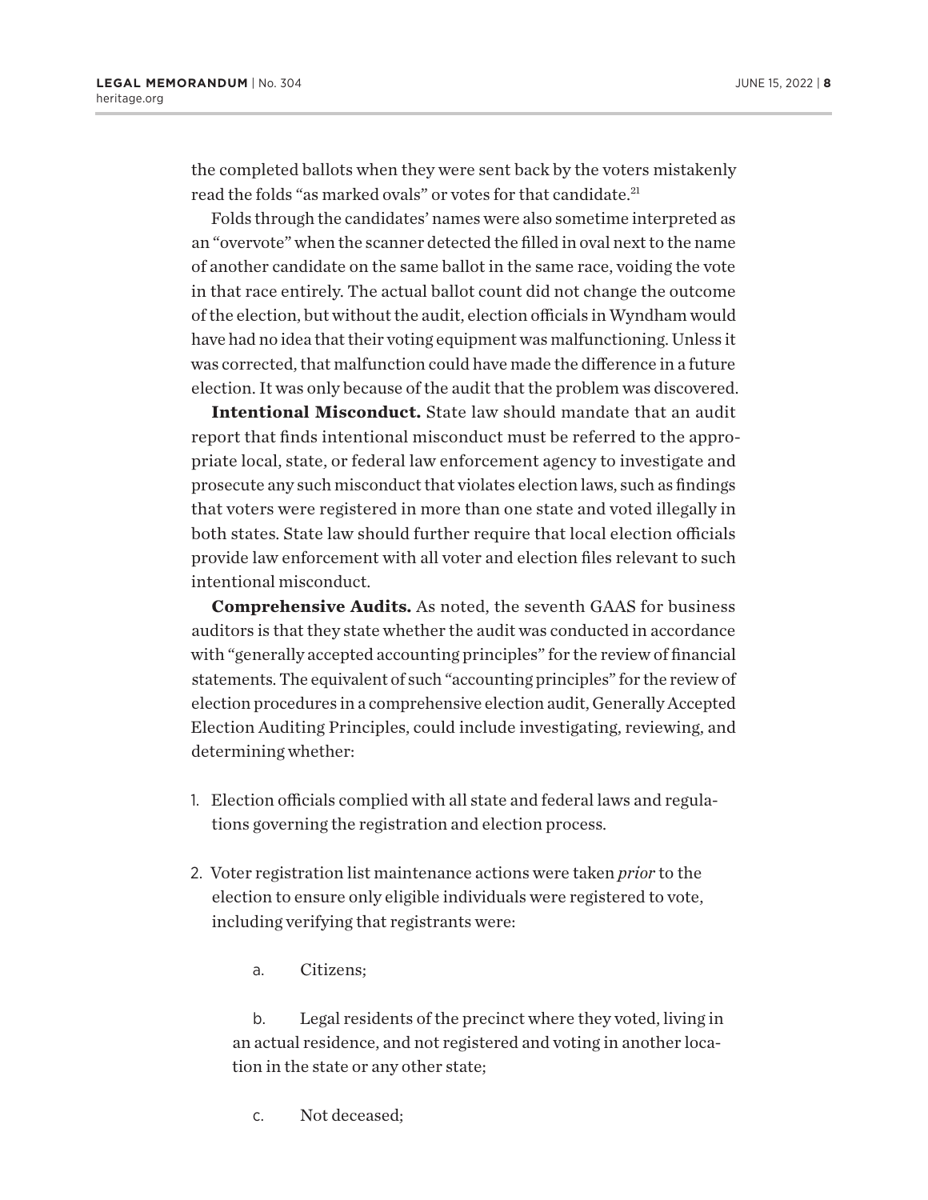the completed ballots when they were sent back by the voters mistakenly read the folds "as marked ovals" or votes for that candidate.[21]

Folds through the candidates' names were also sometime interpreted as an "overvote" when the scanner detected the filled in oval next to the name of another candidate on the same ballot in the same race, voiding the vote in that race entirely. The actual ballot count did not change the outcome of the election, but without the audit, election officials in Wyndham would have had no idea that their voting equipment was malfunctioning. Unless it was corrected, that malfunction could have made the difference in a future election. It was only because of the audit that the problem was discovered.

**Intentional Misconduct.** State law should mandate that an audit report that finds intentional misconduct must be referred to the appropriate local, state, or federal law enforcement agency to investigate and prosecute any such misconduct that violates election laws, such as findings that voters were registered in more than one state and voted illegally in both states. State law should further require that local election officials provide law enforcement with all voter and election files relevant to such intentional misconduct.

**Comprehensive Audits.** As noted, the seventh GAAS for business auditors is that they state whether the audit was conducted in accordance with "generally accepted accounting principles" for the review of financial statements. The equivalent of such "accounting principles" for the review of election procedures in a comprehensive election audit, Generally Accepted Election Auditing Principles, could include investigating, reviewing, and determining whether:

1. Election officials complied with all state and federal laws and regulations governing the registration and election process.
2. Voter registration list maintenance actions were taken *prior* to the election to ensure only eligible individuals were registered to vote, including verifying that registrants were:

    a. Citizens;

    b. Legal residents of the precinct where they voted, living in an actual residence, and not registered and voting in another location in the state or any other state;

    c. Not deceased;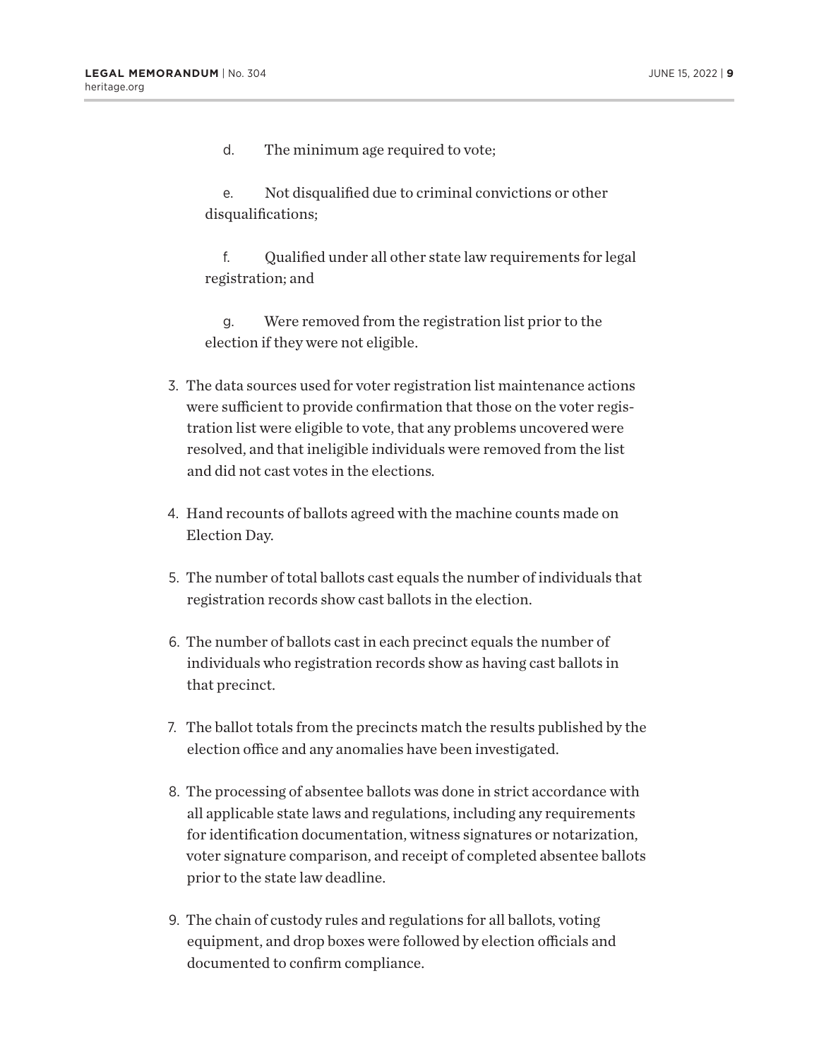d. The minimum age required to vote;

e. Not disqualified due to criminal convictions or other disqualifications;

f. Qualified under all other state law requirements for legal registration; and

g. Were removed from the registration list prior to the election if they were not eligible.

3. The data sources used for voter registration list maintenance actions were sufficient to provide confirmation that those on the voter registration list were eligible to vote, that any problems uncovered were resolved, and that ineligible individuals were removed from the list and did not cast votes in the elections.

4. Hand recounts of ballots agreed with the machine counts made on Election Day.

5. The number of total ballots cast equals the number of individuals that registration records show cast ballots in the election.

6. The number of ballots cast in each precinct equals the number of individuals who registration records show as having cast ballots in that precinct.

7. The ballot totals from the precincts match the results published by the election office and any anomalies have been investigated.

8. The processing of absentee ballots was done in strict accordance with all applicable state laws and regulations, including any requirements for identification documentation, witness signatures or notarization, voter signature comparison, and receipt of completed absentee ballots prior to the state law deadline.

9. The chain of custody rules and regulations for all ballots, voting equipment, and drop boxes were followed by election officials and documented to confirm compliance.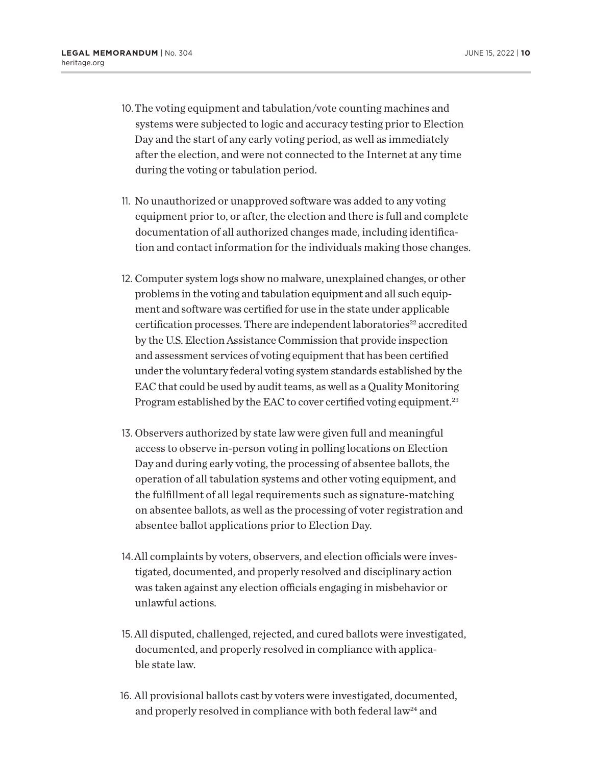10. The voting equipment and tabulation/vote counting machines and systems were subjected to logic and accuracy testing prior to Election Day and the start of any early voting period, as well as immediately after the election, and were not connected to the Internet at any time during the voting or tabulation period.

11. No unauthorized or unapproved software was added to any voting equipment prior to, or after, the election and there is full and complete documentation of all authorized changes made, including identification and contact information for the individuals making those changes.

12. Computer system logs show no malware, unexplained changes, or other problems in the voting and tabulation equipment and all such equipment and software was certified for use in the state under applicable certification processes. There are independent laboratories[22] accredited by the U.S. Election Assistance Commission that provide inspection and assessment services of voting equipment that has been certified under the voluntary federal voting system standards established by the EAC that could be used by audit teams, as well as a Quality Monitoring Program established by the EAC to cover certified voting equipment.[23]

13. Observers authorized by state law were given full and meaningful access to observe in-person voting in polling locations on Election Day and during early voting, the processing of absentee ballots, the operation of all tabulation systems and other voting equipment, and the fulfillment of all legal requirements such as signature-matching on absentee ballots, as well as the processing of voter registration and absentee ballot applications prior to Election Day.

14. All complaints by voters, observers, and election officials were investigated, documented, and properly resolved and disciplinary action was taken against any election officials engaging in misbehavior or unlawful actions.

15. All disputed, challenged, rejected, and cured ballots were investigated, documented, and properly resolved in compliance with applicable state law.

16. All provisional ballots cast by voters were investigated, documented, and properly resolved in compliance with both federal law[24] and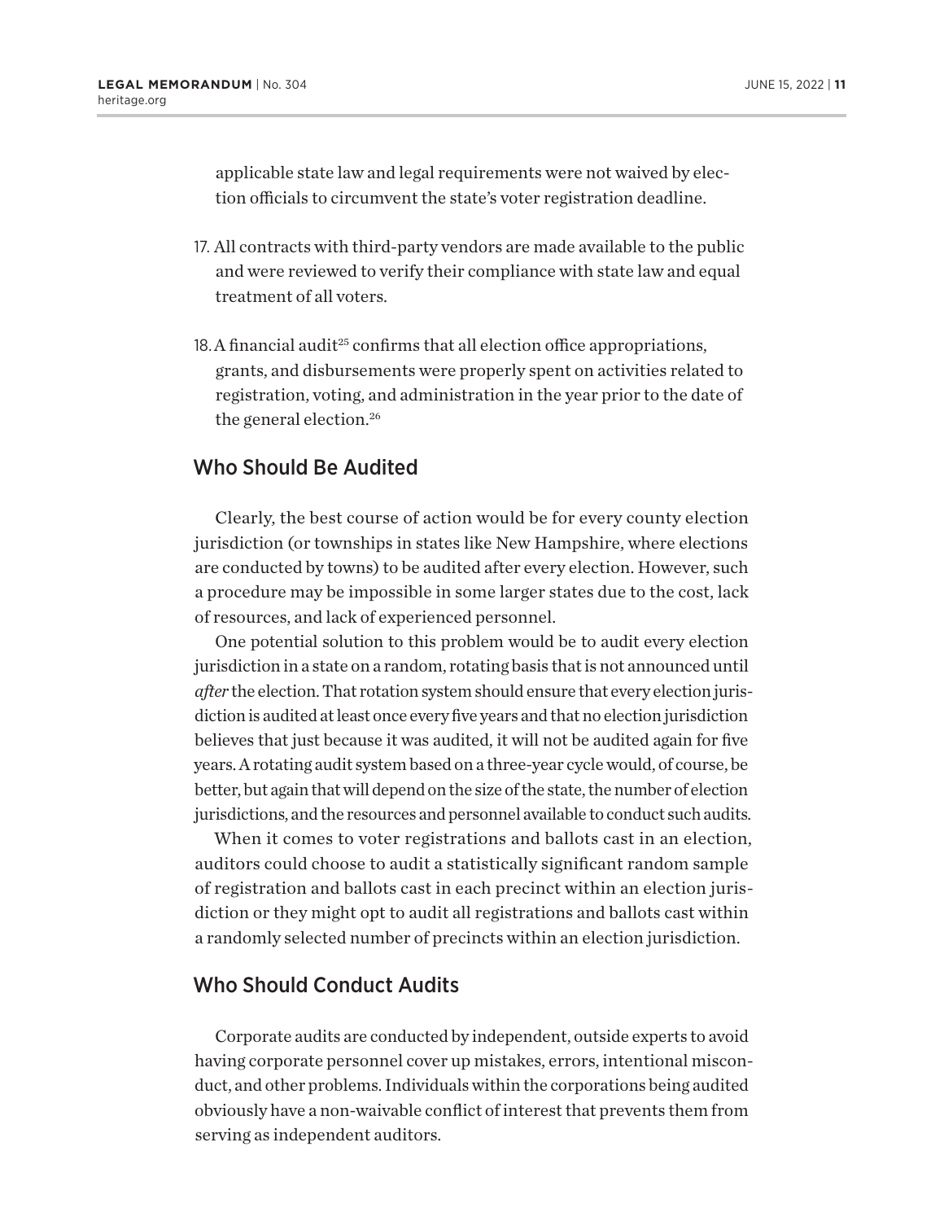applicable state law and legal requirements were not waived by election officials to circumvent the state's voter registration deadline.

17. All contracts with third-party vendors are made available to the public and were reviewed to verify their compliance with state law and equal treatment of all voters.

18. A financial audit[25] confirms that all election office appropriations, grants, and disbursements were properly spent on activities related to registration, voting, and administration in the year prior to the date of the general election.[26]

## Who Should Be Audited

Clearly, the best course of action would be for every county election jurisdiction (or townships in states like New Hampshire, where elections are conducted by towns) to be audited after every election. However, such a procedure may be impossible in some larger states due to the cost, lack of resources, and lack of experienced personnel.

One potential solution to this problem would be to audit every election jurisdiction in a state on a random, rotating basis that is not announced until *after* the election. That rotation system should ensure that every election jurisdiction is audited at least once every five years and that no election jurisdiction believes that just because it was audited, it will not be audited again for five years. A rotating audit system based on a three-year cycle would, of course, be better, but again that will depend on the size of the state, the number of election jurisdictions, and the resources and personnel available to conduct such audits.

When it comes to voter registrations and ballots cast in an election, auditors could choose to audit a statistically significant random sample of registration and ballots cast in each precinct within an election jurisdiction or they might opt to audit all registrations and ballots cast within a randomly selected number of precincts within an election jurisdiction.

## Who Should Conduct Audits

Corporate audits are conducted by independent, outside experts to avoid having corporate personnel cover up mistakes, errors, intentional misconduct, and other problems. Individuals within the corporations being audited obviously have a non-waivable conflict of interest that prevents them from serving as independent auditors.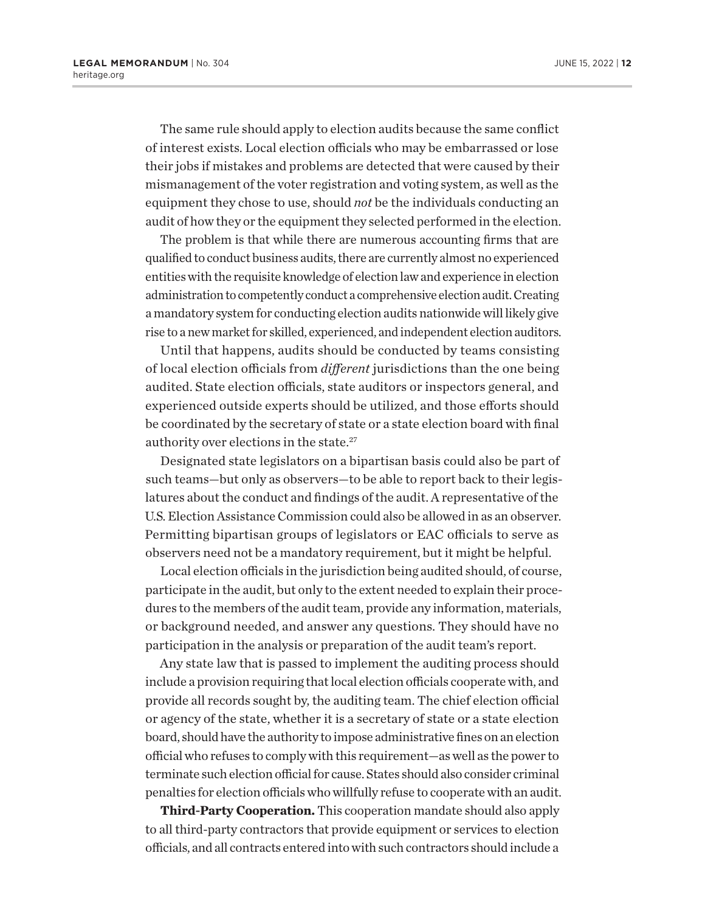The same rule should apply to election audits because the same conflict of interest exists. Local election officials who may be embarrassed or lose their jobs if mistakes and problems are detected that were caused by their mismanagement of the voter registration and voting system, as well as the equipment they chose to use, should *not* be the individuals conducting an audit of how they or the equipment they selected performed in the election.

The problem is that while there are numerous accounting firms that are qualified to conduct business audits, there are currently almost no experienced entities with the requisite knowledge of election law and experience in election administration to competently conduct a comprehensive election audit. Creating a mandatory system for conducting election audits nationwide will likely give rise to a new market for skilled, experienced, and independent election auditors.

Until that happens, audits should be conducted by teams consisting of local election officials from *different* jurisdictions than the one being audited. State election officials, state auditors or inspectors general, and experienced outside experts should be utilized, and those efforts should be coordinated by the secretary of state or a state election board with final authority over elections in the state.[27]

Designated state legislators on a bipartisan basis could also be part of such teams—but only as observers—to be able to report back to their legislatures about the conduct and findings of the audit. A representative of the U.S. Election Assistance Commission could also be allowed in as an observer. Permitting bipartisan groups of legislators or EAC officials to serve as observers need not be a mandatory requirement, but it might be helpful.

Local election officials in the jurisdiction being audited should, of course, participate in the audit, but only to the extent needed to explain their procedures to the members of the audit team, provide any information, materials, or background needed, and answer any questions. They should have no participation in the analysis or preparation of the audit team's report.

Any state law that is passed to implement the auditing process should include a provision requiring that local election officials cooperate with, and provide all records sought by, the auditing team. The chief election official or agency of the state, whether it is a secretary of state or a state election board, should have the authority to impose administrative fines on an election official who refuses to comply with this requirement—as well as the power to terminate such election official for cause. States should also consider criminal penalties for election officials who willfully refuse to cooperate with an audit.

**Third-Party Cooperation.** This cooperation mandate should also apply to all third-party contractors that provide equipment or services to election officials, and all contracts entered into with such contractors should include a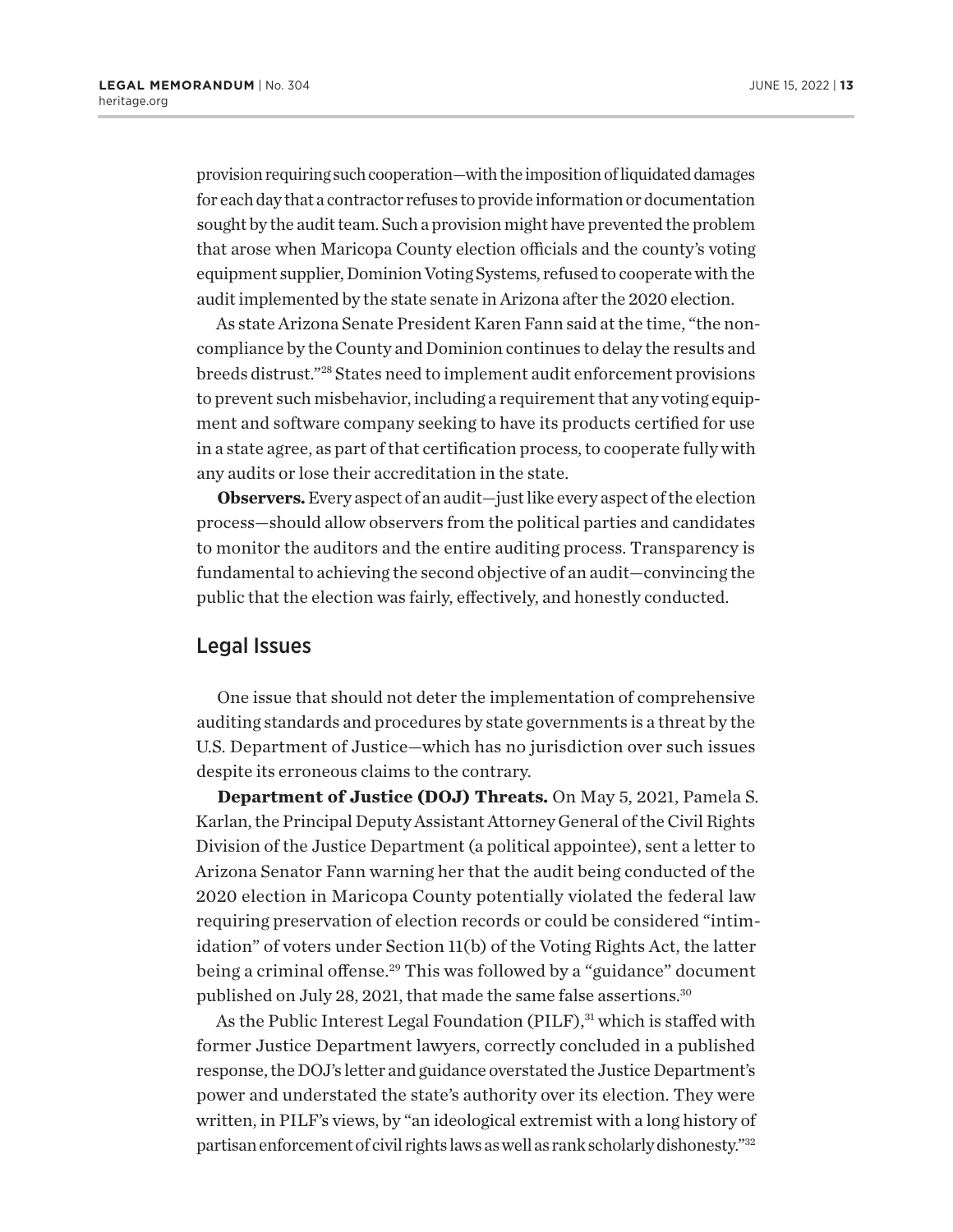provision requiring such cooperation—with the imposition of liquidated damages for each day that a contractor refuses to provide information or documentation sought by the audit team. Such a provision might have prevented the problem that arose when Maricopa County election officials and the county's voting equipment supplier, Dominion Voting Systems, refused to cooperate with the audit implemented by the state senate in Arizona after the 2020 election.

As state Arizona Senate President Karen Fann said at the time, "the non-compliance by the County and Dominion continues to delay the results and breeds distrust."[28] States need to implement audit enforcement provisions to prevent such misbehavior, including a requirement that any voting equipment and software company seeking to have its products certified for use in a state agree, as part of that certification process, to cooperate fully with any audits or lose their accreditation in the state.

**Observers.** Every aspect of an audit—just like every aspect of the election process—should allow observers from the political parties and candidates to monitor the auditors and the entire auditing process. Transparency is fundamental to achieving the second objective of an audit—convincing the public that the election was fairly, effectively, and honestly conducted.

## Legal Issues

One issue that should not deter the implementation of comprehensive auditing standards and procedures by state governments is a threat by the U.S. Department of Justice—which has no jurisdiction over such issues despite its erroneous claims to the contrary.

**Department of Justice (DOJ) Threats.** On May 5, 2021, Pamela S. Karlan, the Principal Deputy Assistant Attorney General of the Civil Rights Division of the Justice Department (a political appointee), sent a letter to Arizona Senator Fann warning her that the audit being conducted of the 2020 election in Maricopa County potentially violated the federal law requiring preservation of election records or could be considered "intimidation" of voters under Section 11(b) of the Voting Rights Act, the latter being a criminal offense.[29] This was followed by a "guidance" document published on July 28, 2021, that made the same false assertions.[30]

As the Public Interest Legal Foundation (PILF),[31] which is staffed with former Justice Department lawyers, correctly concluded in a published response, the DOJ's letter and guidance overstated the Justice Department's power and understated the state's authority over its election. They were written, in PILF's views, by "an ideological extremist with a long history of partisan enforcement of civil rights laws as well as rank scholarly dishonesty."[32]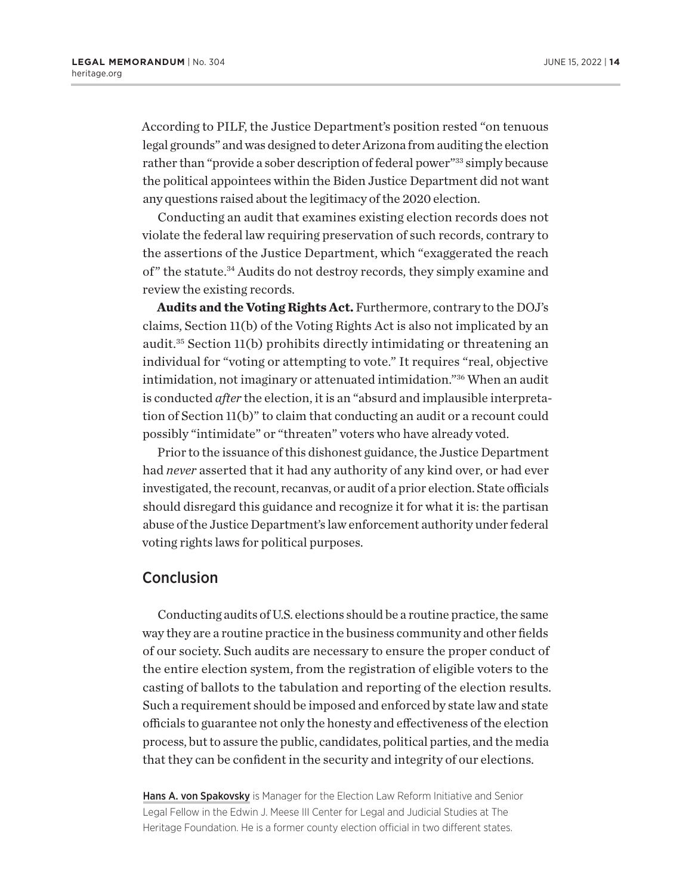According to PILF, the Justice Department's position rested "on tenuous legal grounds" and was designed to deter Arizona from auditing the election rather than "provide a sober description of federal power"[33] simply because the political appointees within the Biden Justice Department did not want any questions raised about the legitimacy of the 2020 election.

Conducting an audit that examines existing election records does not violate the federal law requiring preservation of such records, contrary to the assertions of the Justice Department, which "exaggerated the reach of" the statute.[34] Audits do not destroy records, they simply examine and review the existing records.

**Audits and the Voting Rights Act.** Furthermore, contrary to the DOJ's claims, Section 11(b) of the Voting Rights Act is also not implicated by an audit.[35] Section 11(b) prohibits directly intimidating or threatening an individual for "voting or attempting to vote." It requires "real, objective intimidation, not imaginary or attenuated intimidation."[36] When an audit is conducted *after* the election, it is an "absurd and implausible interpretation of Section 11(b)" to claim that conducting an audit or a recount could possibly "intimidate" or "threaten" voters who have already voted.

Prior to the issuance of this dishonest guidance, the Justice Department had *never* asserted that it had any authority of any kind over, or had ever investigated, the recount, recanvas, or audit of a prior election. State officials should disregard this guidance and recognize it for what it is: the partisan abuse of the Justice Department's law enforcement authority under federal voting rights laws for political purposes.

## Conclusion

Conducting audits of U.S. elections should be a routine practice, the same way they are a routine practice in the business community and other fields of our society. Such audits are necessary to ensure the proper conduct of the entire election system, from the registration of eligible voters to the casting of ballots to the tabulation and reporting of the election results. Such a requirement should be imposed and enforced by state law and state officials to guarantee not only the honesty and effectiveness of the election process, but to assure the public, candidates, political parties, and the media that they can be confident in the security and integrity of our elections.

Hans A. von Spakovsky is Manager for the Election Law Reform Initiative and Senior Legal Fellow in the Edwin J. Meese III Center for Legal and Judicial Studies at The Heritage Foundation. He is a former county election official in two different states.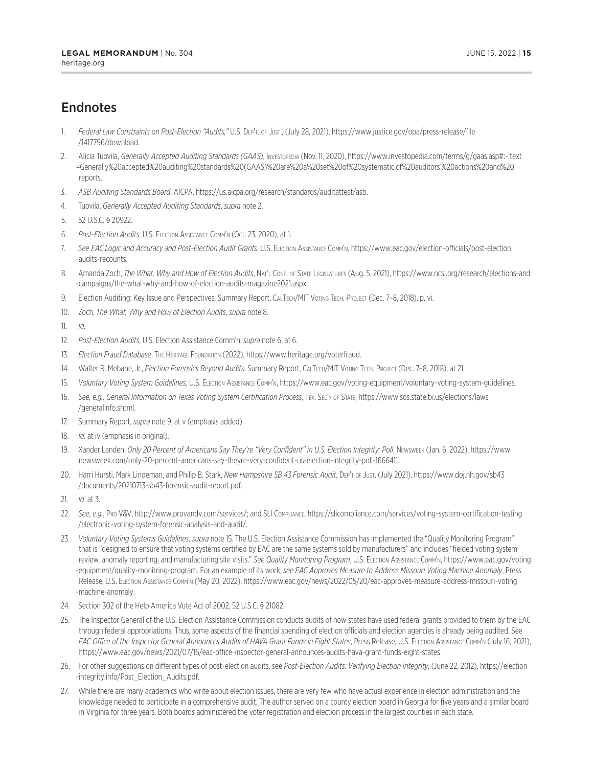## Endnotes

1. *Federal Law Constraints on Post-Election "Audits,"* U.S. Dep't. of Just., (July 28, 2021), https://www.justice.gov/opa/press-release/file/1417796/download.
2. Alicia Tuovila, *Generally Accepted Auditing Standards (GAAS)*, Investopedia (Nov. 11, 2020), https://www.investopedia.com/terms/g/gaas.asp#:~:text=Generally%20accepted%20auditing%20standards%20(GAAS)%20are%20a%20set%20of%20systematic,of%20auditors'%20actions%20and%20reports.
3. *ASB Auditing Standards Board*, AICPA, https://us.aicpa.org/research/standards/auditattest/asb.
4. Tuovila, *Generally Accepted Auditing Standards*, *supra* note 2.
5. 52 U.S.C. § 20922.
6. *Post-Election Audits*, U.S. Election Assistance Comm'n (Oct. 23, 2020), at 1.
7. *See EAC Logic and Accuracy and Post-Election Audit Grants*, U.S. Election Assistance Comm'n, https://www.eac.gov/election-officials/post-election-audits-recounts.
8. Amanda Zoch, *The What, Why and How of Election Audits*, Nat'l Conf. of State Legislatures (Aug. 5, 2021), https://www.ncsl.org/research/elections-and-campaigns/the-what-why-and-how-of-election-audits-magazine2021.aspx.
9. Election Auditing: Key Issue and Perspectives, Summary Report, CalTech/MIT Voting Tech. Project (Dec. 7–8, 2018), p. vi.
10. Zoch, *The What, Why and How of Election Audits*, *supra* note 8.
11. *Id.*
12. *Post-Election Audits*, U.S. Election Assistance Comm'n, *supra* note 6, at 6.
13. *Election Fraud Database*, The Heritage Foundation (2022), https://www.heritage.org/voterfraud.
14. Walter R. Mebane, Jr., *Election Forensics Beyond Audits*, Summary Report, CalTech/MIT Voting Tech. Project (Dec. 7–8, 2018), at 21.
15. *Voluntary Voting System Guidelines*, U.S. Election Assistance Comm'n, https://www.eac.gov/voting-equipment/voluntary-voting-system-guidelines.
16. *See, e.g., General Information on Texas Voting System Certification Process*, Tex. Sec'y of State, https://www.sos.state.tx.us/elections/laws/generalinfo.shtml.
17. Summary Report, *supra* note 9, at v (emphasis added).
18. *Id.* at iv (emphasis in original).
19. Xander Landen, *Only 20 Percent of Americans Say They're "Very Confident" in U.S. Election Integrity: Poll*, Newsweek (Jan. 6, 2022), https://www.newsweek.com/only-20-percent-americans-say-theyre-very-confident-us-election-integrity-poll-1666411.
20. Harri Hursti, Mark Lindeman, and Philip B. Stark, *New Hampshire SB 43 Forensic Audit*, Dep't of Just. (July 2021), https://www.doj.nh.gov/sb43/documents/20210713-sb43-forensic-audit-report.pdf.
21. *Id.* at 3.
22. *See, e.g.*, Pro V&V, http://www.provandv.com/services/; and SLI Compliance, https://slicompliance.com/services/voting-system-certification-testing/electronic-voting-system-forensic-analysis-and-audit/.
23. *Voluntary Voting Systems Guidelines*, *supra* note 15. The U.S. Election Assistance Commission has implemented the "Quality Monitoring Program" that is "designed to ensure that voting systems certified by EAC are the same systems sold by manufacturers" and includes "fielded voting system review, anomaly reporting, and manufacturing site visits." *See Quality Monitoring Program*, U.S. Election Assistance Comm'n, https://www.eac.gov/voting-equipment/quality-monitring-program. For an example of its work, *see EAC Approves Measure to Address Missouri Voting Machine Anomaly*, Press Release, U.S. Election Assistance Comm'n (May 20, 2022), https://www.eac.gov/news/2022/05/20/eac-approves-measure-address-missouri-voting-machine-anomaly.
24. Section 302 of the Help America Vote Act of 2002, 52 U.S.C. § 21082.
25. The Inspector General of the U.S. Election Assistance Commission conducts audits of how states have used federal grants provided to them by the EAC through federal appropriations. Thus, some aspects of the financial spending of election officials and election agencies is already being audited. See *EAC Office of the Inspector General Announces Audits of HAVA Grant Funds in Eight States*, Press Release, U.S. Election Assistance Comm'n (July 16, 2021), https://www.eac.gov/news/2021/07/16/eac-office-inspector-general-announces-audits-hava-grant-funds-eight-states.
26. For other suggestions on different types of post-election audits, see *Post-Election Audits: Verifying Election Integrity*, (June 22, 2012), https://election-integrity.info/Post_Election_Audits.pdf.
27. While there are many academics who write about election issues, there are very few who have actual experience in election administration and the knowledge needed to participate in a comprehensive audit. The author served on a county election board in Georgia for five years and a similar board in Virginia for three years. Both boards administered the voter registration and election process in the largest counties in each state.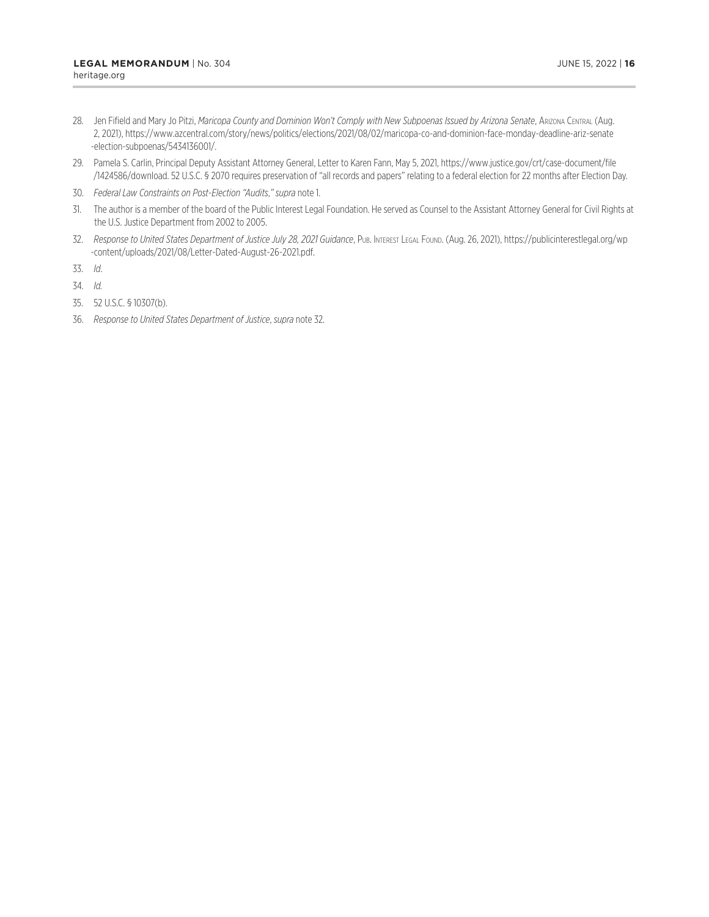28. Jen Fifield and Mary Jo Pitzi, *Maricopa County and Dominion Won't Comply with New Subpoenas Issued by Arizona Senate*, Arizona Central (Aug. 2, 2021), https://www.azcentral.com/story/news/politics/elections/2021/08/02/maricopa-co-and-dominion-face-monday-deadline-ariz-senate-election-subpoenas/5434136001/.

29. Pamela S. Carlin, Principal Deputy Assistant Attorney General, Letter to Karen Fann, May 5, 2021, https://www.justice.gov/crt/case-document/file/1424586/download. 52 U.S.C. § 2070 requires preservation of "all records and papers" relating to a federal election for 22 months after Election Day.

30. *Federal Law Constraints on Post-Election "Audits," supra* note 1.

31. The author is a member of the board of the Public Interest Legal Foundation. He served as Counsel to the Assistant Attorney General for Civil Rights at the U.S. Justice Department from 2002 to 2005.

32. *Response to United States Department of Justice July 28, 2021 Guidance*, Pub. Interest Legal Found. (Aug. 26, 2021), https://publicinterestlegal.org/wp-content/uploads/2021/08/Letter-Dated-August-26-2021.pdf.

33. *Id*.

34. *Id.*

35. 52 U.S.C. § 10307(b).

36. *Response to United States Department of Justice*, *supra* note 32.